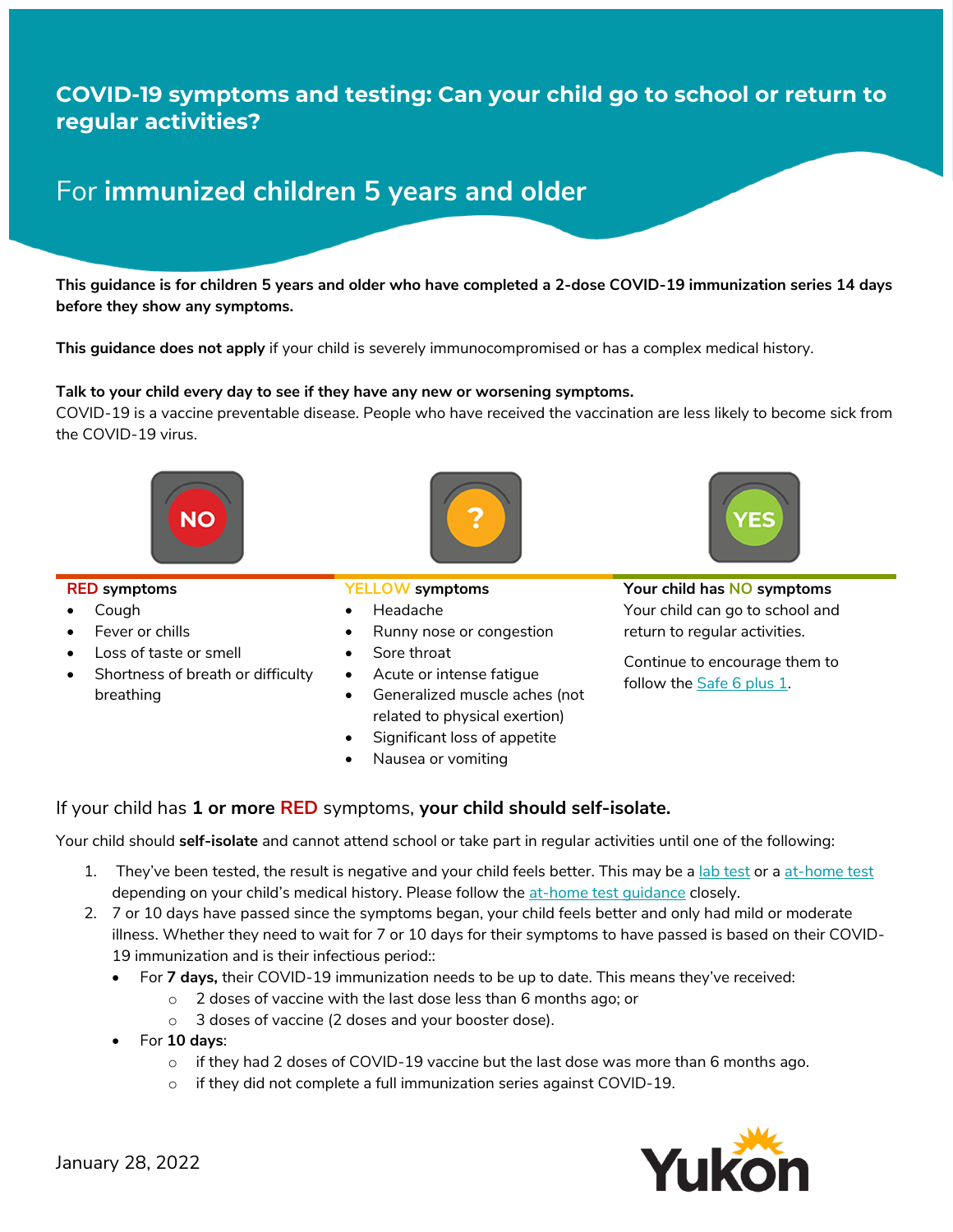# COVID-19 symptoms and testing: Can your child go to school or return to regular activities?

## For **immunized children 5 years and older**

**This guidance is for children 5 years and older who have completed a 2-dose COVID-19 immunization series 14 days before they show any symptoms.**

**This guidance does not apply** if your child is severely immunocompromised or has a complex medical history.

**Talk to your child every day to see if they have any new or worsening symptoms.**
COVID-19 is a vaccine preventable disease. People who have received the vaccination are less likely to become sick from the COVID-19 virus.

NO

**RED symptoms**

- Cough
- Fever or chills
- Loss of taste or smell
- Shortness of breath or difficulty breathing

?

**YELLOW symptoms**

- Headache
- Runny nose or congestion
- Sore throat
- Acute or intense fatigue
- Generalized muscle aches (not related to physical exertion)
- Significant loss of appetite
- Nausea or vomiting

YES

**Your child has NO symptoms**

Your child can go to school and return to regular activities.

Continue to encourage them to follow the Safe 6 plus 1.

### If your child has **1 or more RED** symptoms, **your child should self-isolate.**

Your child should **self-isolate** and cannot attend school or take part in regular activities until one of the following:

1. They've been tested, the result is negative and your child feels better. This may be a lab test or a at-home test depending on your child's medical history. Please follow the at-home test guidance closely.
2. 7 or 10 days have passed since the symptoms began, your child feels better and only had mild or moderate illness. Whether they need to wait for 7 or 10 days for their symptoms to have passed is based on their COVID-19 immunization and is their infectious period::
   - For **7 days,** their COVID-19 immunization needs to be up to date. This means they've received:
     - 2 doses of vaccine with the last dose less than 6 months ago; or
     - 3 doses of vaccine (2 doses and your booster dose).
   - For **10 days**:
     - if they had 2 doses of COVID-19 vaccine but the last dose was more than 6 months ago.
     - if they did not complete a full immunization series against COVID-19.

January 28, 2022

Yukon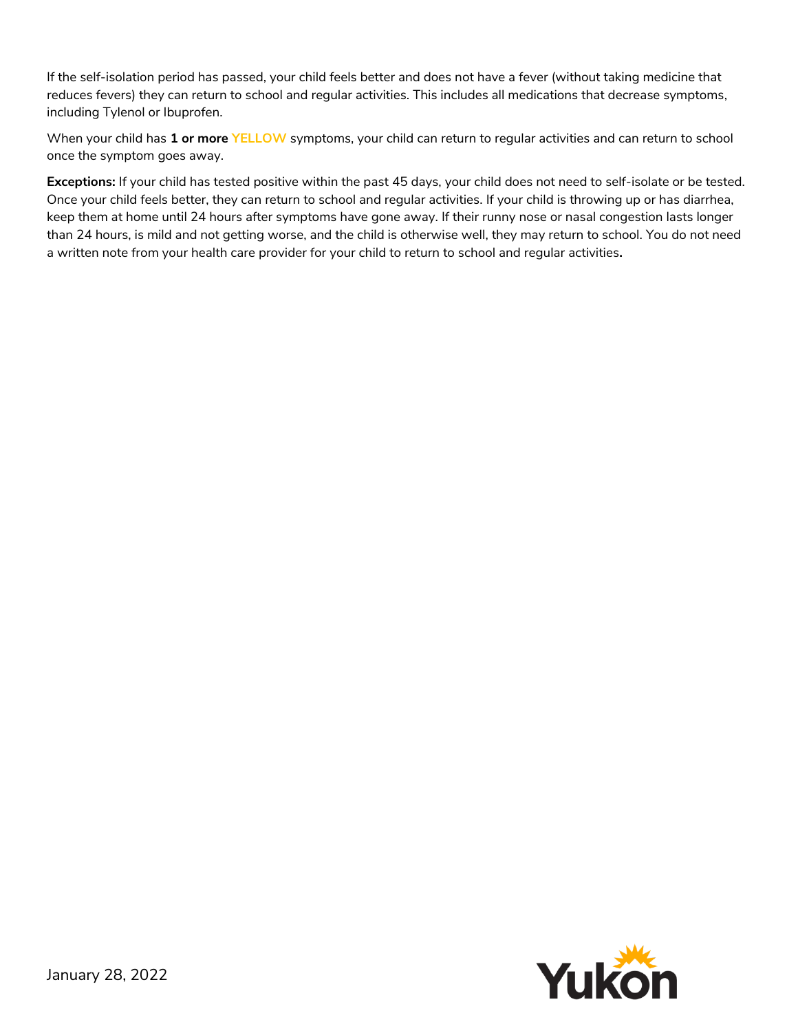If the self-isolation period has passed, your child feels better and does not have a fever (without taking medicine that reduces fevers) they can return to school and regular activities. This includes all medications that decrease symptoms, including Tylenol or Ibuprofen.

When your child has **1 or more YELLOW** symptoms, your child can return to regular activities and can return to school once the symptom goes away.

**Exceptions:** If your child has tested positive within the past 45 days, your child does not need to self-isolate or be tested. Once your child feels better, they can return to school and regular activities. If your child is throwing up or has diarrhea, keep them at home until 24 hours after symptoms have gone away. If their runny nose or nasal congestion lasts longer than 24 hours, is mild and not getting worse, and the child is otherwise well, they may return to school. You do not need a written note from your health care provider for your child to return to school and regular activities.

January 28, 2022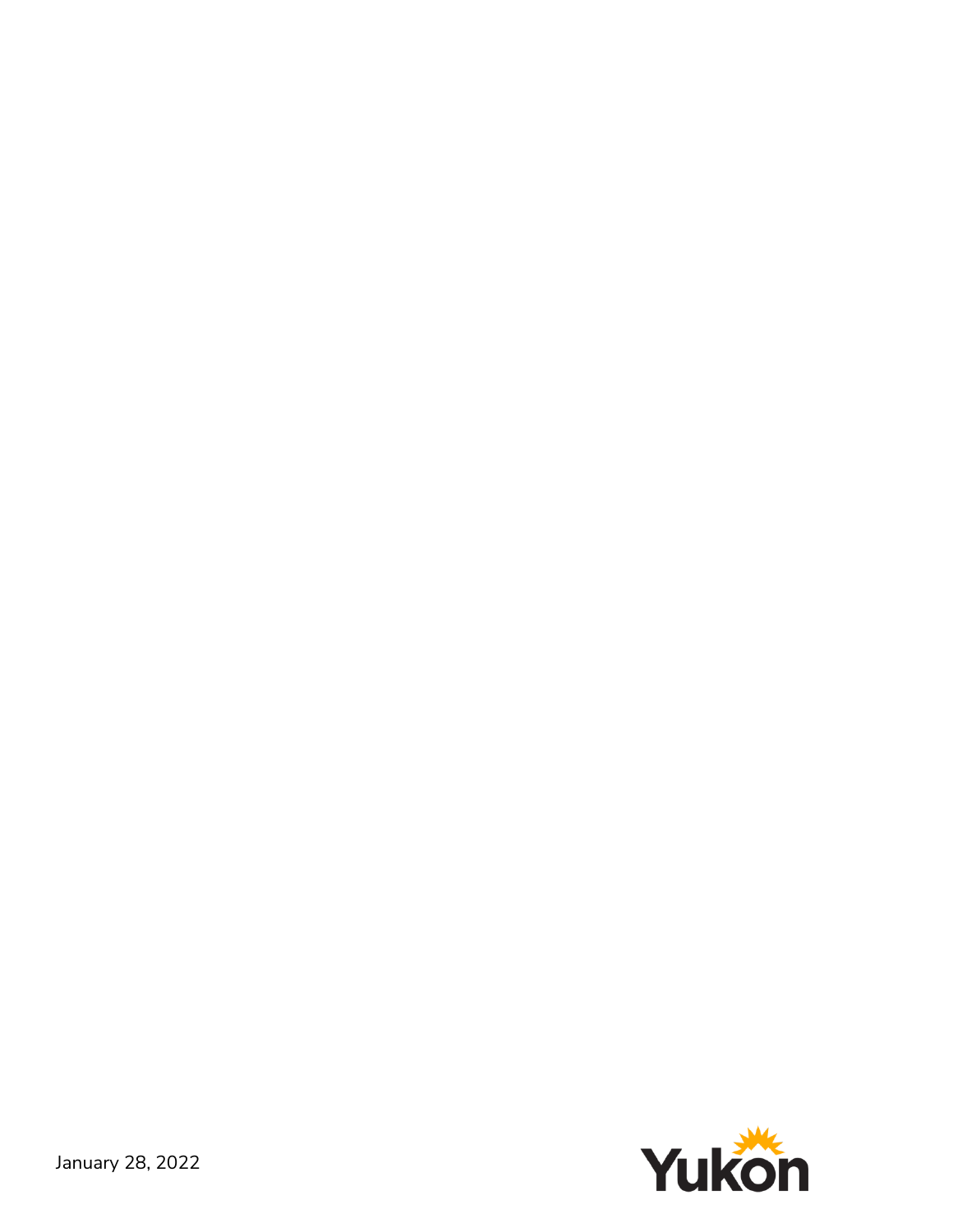January 28, 2022

Yukon